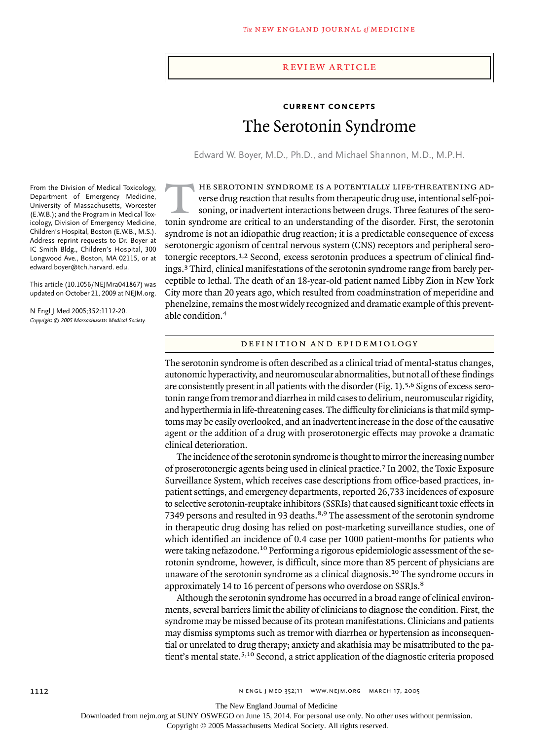# Review Article

## Current Concepts

# The Serotonin Syndrome

Edward W. Boyer, M.D., Ph.D., and Michael Shannon, M.D., M.P.H.

From the Division of Medical Toxicology, Department of Emergency Medicine, University of Massachusetts, Worcester (E.W.B.); and the Program in Medical Toxicology, Division of Emergency Medicine, Children's Hospital, Boston (E.W.B., M.S.). Address reprint requests to Dr. Boyer at IC Smith Bldg., Children's Hospital, 300 Longwood Ave., Boston, MA 02115, or at edward.boyer@tch.harvard. edu.

This article (10.1056/NEJMra041867) was updated on October 21, 2009 at NEJM.org.

N Engl J Med 2005;352:1112-20.
*Copyright © 2005 Massachusetts Medical Society.*

The serotonin syndrome is a potentially life-threatening adverse drug reaction that results from therapeutic drug use, intentional self-poisoning, or inadvertent interactions between drugs. Three features of the serotonin syndrome are critical to an understanding of the disorder. First, the serotonin syndrome is not an idiopathic drug reaction; it is a predictable consequence of excess serotonergic agonism of central nervous system (CNS) receptors and peripheral serotonergic receptors.[1,2] Second, excess serotonin produces a spectrum of clinical findings.[3] Third, clinical manifestations of the serotonin syndrome range from barely perceptible to lethal. The death of an 18-year-old patient named Libby Zion in New York City more than 20 years ago, which resulted from coadminstration of meperidine and phenelzine, remains the most widely recognized and dramatic example of this preventable condition.[4]

## Definition and Epidemiology

The serotonin syndrome is often described as a clinical triad of mental-status changes, autonomic hyperactivity, and neuromuscular abnormalities, but not all of these findings are consistently present in all patients with the disorder (Fig. 1).[5,6] Signs of excess serotonin range from tremor and diarrhea in mild cases to delirium, neuromuscular rigidity, and hyperthermia in life-threatening cases. The difficulty for clinicians is that mild symptoms may be easily overlooked, and an inadvertent increase in the dose of the causative agent or the addition of a drug with proserotonergic effects may provoke a dramatic clinical deterioration.

The incidence of the serotonin syndrome is thought to mirror the increasing number of proserotonergic agents being used in clinical practice.[7] In 2002, the Toxic Exposure Surveillance System, which receives case descriptions from office-based practices, inpatient settings, and emergency departments, reported 26,733 incidences of exposure to selective serotonin-reuptake inhibitors (SSRIs) that caused significant toxic effects in 7349 persons and resulted in 93 deaths.[8,9] The assessment of the serotonin syndrome in therapeutic drug dosing has relied on post-marketing surveillance studies, one of which identified an incidence of 0.4 case per 1000 patient-months for patients who were taking nefazodone.[10] Performing a rigorous epidemiologic assessment of the serotonin syndrome, however, is difficult, since more than 85 percent of physicians are unaware of the serotonin syndrome as a clinical diagnosis.[10] The syndrome occurs in approximately 14 to 16 percent of persons who overdose on SSRIs.[8]

Although the serotonin syndrome has occurred in a broad range of clinical environments, several barriers limit the ability of clinicians to diagnose the condition. First, the syndrome may be missed because of its protean manifestations. Clinicians and patients may dismiss symptoms such as tremor with diarrhea or hypertension as inconsequential or unrelated to drug therapy; anxiety and akathisia may be misattributed to the patient's mental state.[5,10] Second, a strict application of the diagnostic criteria proposed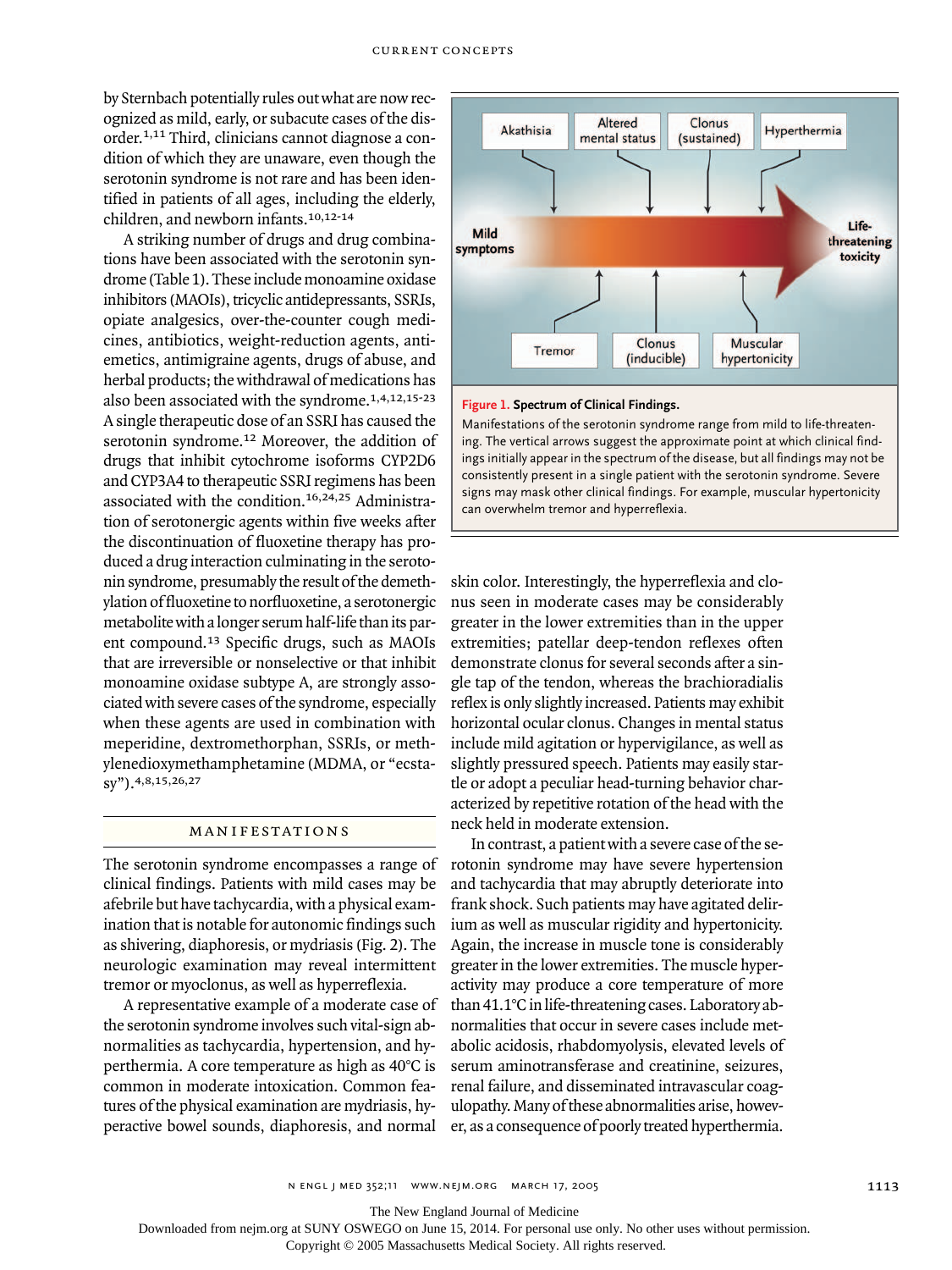by Sternbach potentially rules out what are now recognized as mild, early, or subacute cases of the disorder.[1,11] Third, clinicians cannot diagnose a condition of which they are unaware, even though the serotonin syndrome is not rare and has been identified in patients of all ages, including the elderly, children, and newborn infants.[10,12-14]

A striking number of drugs and drug combinations have been associated with the serotonin syndrome (Table 1). These include monoamine oxidase inhibitors (MAOIs), tricyclic antidepressants, SSRIs, opiate analgesics, over-the-counter cough medicines, antibiotics, weight-reduction agents, antiemetics, antimigraine agents, drugs of abuse, and herbal products; the withdrawal of medications has also been associated with the syndrome.[1,4,12,15-23] A single therapeutic dose of an SSRI has caused the serotonin syndrome.[12] Moreover, the addition of drugs that inhibit cytochrome isoforms CYP2D6 and CYP3A4 to therapeutic SSRI regimens has been associated with the condition.[16,24,25] Administration of serotonergic agents within five weeks after the discontinuation of fluoxetine therapy has produced a drug interaction culminating in the serotonin syndrome, presumably the result of the demethylation of fluoxetine to norfluoxetine, a serotonergic metabolite with a longer serum half-life than its parent compound.[13] Specific drugs, such as MAOIs that are irreversible or nonselective or that inhibit monoamine oxidase subtype A, are strongly associated with severe cases of the syndrome, especially when these agents are used in combination with meperidine, dextromethorphan, SSRIs, or methylenedioxymethamphetamine (MDMA, or "ecstasy").[4,8,15,26,27]

## MANIFESTATIONS

The serotonin syndrome encompasses a range of clinical findings. Patients with mild cases may be afebrile but have tachycardia, with a physical examination that is notable for autonomic findings such as shivering, diaphoresis, or mydriasis (Fig. 2). The neurologic examination may reveal intermittent tremor or myoclonus, as well as hyperreflexia.

A representative example of a moderate case of the serotonin syndrome involves such vital-sign abnormalities as tachycardia, hypertension, and hyperthermia. A core temperature as high as 40°C is common in moderate intoxication. Common features of the physical examination are mydriasis, hyperactive bowel sounds, diaphoresis, and normal skin color. Interestingly, the hyperreflexia and clonus seen in moderate cases may be considerably greater in the lower extremities than in the upper extremities; patellar deep-tendon reflexes often demonstrate clonus for several seconds after a single tap of the tendon, whereas the brachioradialis reflex is only slightly increased. Patients may exhibit horizontal ocular clonus. Changes in mental status include mild agitation or hypervigilance, as well as slightly pressured speech. Patients may easily startle or adopt a peculiar head-turning behavior characterized by repetitive rotation of the head with the neck held in moderate extension.

In contrast, a patient with a severe case of the serotonin syndrome may have severe hypertension and tachycardia that may abruptly deteriorate into frank shock. Such patients may have agitated delirium as well as muscular rigidity and hypertonicity. Again, the increase in muscle tone is considerably greater in the lower extremities. The muscle hyperactivity may produce a core temperature of more than 41.1°C in life-threatening cases. Laboratory abnormalities that occur in severe cases include metabolic acidosis, rhabdomyolysis, elevated levels of serum aminotransferase and creatinine, seizures, renal failure, and disseminated intravascular coagulopathy. Many of these abnormalities arise, however, as a consequence of poorly treated hyperthermia.

Akathisia | Altered mental status | Clonus (sustained) | Hyperthermia

Mild symptoms → Life-threatening toxicity

Tremor | Clonus (inducible) | Muscular hypertonicity

**Figure 1. Spectrum of Clinical Findings.**

Manifestations of the serotonin syndrome range from mild to life-threatening. The vertical arrows suggest the approximate point at which clinical findings initially appear in the spectrum of the disease, but all findings may not be consistently present in a single patient with the serotonin syndrome. Severe signs may mask other clinical findings. For example, muscular hypertonicity can overwhelm tremor and hyperreflexia.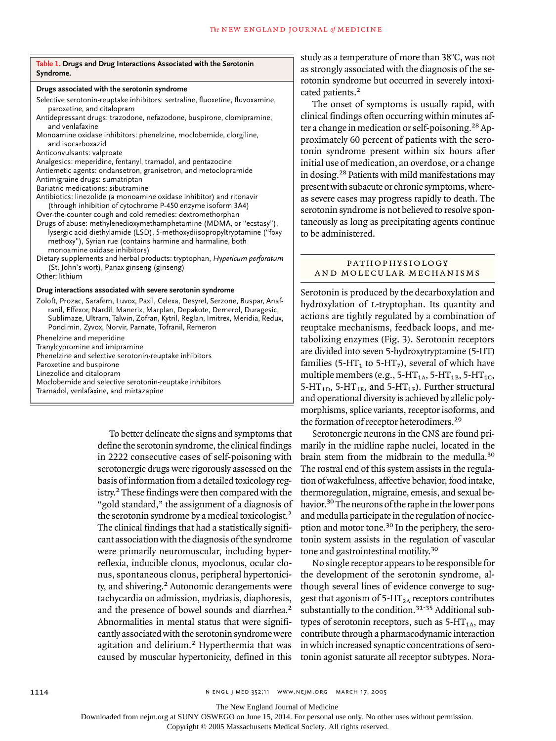**Table 1. Drugs and Drug Interactions Associated with the Serotonin Syndrome.**

**Drugs associated with the serotonin syndrome**

- Selective serotonin-reuptake inhibitors: sertraline, fluoxetine, fluvoxamine, paroxetine, and citalopram
- Antidepressant drugs: trazodone, nefazodone, buspirone, clomipramine, and venlafaxine
- Monoamine oxidase inhibitors: phenelzine, moclobemide, clorgiline, and isocarboxazid
- Anticonvulsants: valproate
- Analgesics: meperidine, fentanyl, tramadol, and pentazocine
- Antiemetic agents: ondansetron, granisetron, and metoclopramide
- Antimigraine drugs: sumatriptan
- Bariatric medications: sibutramine
- Antibiotics: linezolide (a monoamine oxidase inhibitor) and ritonavir (through inhibition of cytochrome P-450 enzyme isoform 3A4)
- Over-the-counter cough and cold remedies: dextromethorphan
- Drugs of abuse: methylenedioxymethamphetamine (MDMA, or "ecstasy"), lysergic acid diethylamide (LSD), 5-methoxydiisopropyltryptamine ("foxy methoxy"), Syrian rue (contains harmine and harmaline, both monoamine oxidase inhibitors)
- Dietary supplements and herbal products: tryptophan, *Hypericum perforatum* (St. John's wort), Panax ginseng (ginseng)
- Other: lithium

**Drug interactions associated with severe serotonin syndrome**

- Zoloft, Prozac, Sarafem, Luvox, Paxil, Celexa, Desyrel, Serzone, Buspar, Anafranil, Effexor, Nardil, Manerix, Marplan, Depakote, Demerol, Duragesic, Sublimaze, Ultram, Talwin, Zofran, Kytril, Reglan, Imitrex, Meridia, Redux, Pondimin, Zyvox, Norvir, Parnate, Tofranil, Remeron
- Phenelzine and meperidine
- Tranylcypromine and imipramine
- Phenelzine and selective serotonin-reuptake inhibitors
- Paroxetine and buspirone
- Linezolide and citalopram
- Moclobemide and selective serotonin-reuptake inhibitors
- Tramadol, venlafaxine, and mirtazapine

To better delineate the signs and symptoms that define the serotonin syndrome, the clinical findings in 2222 consecutive cases of self-poisoning with serotonergic drugs were rigorously assessed on the basis of information from a detailed toxicology registry.[2] These findings were then compared with the "gold standard," the assignment of a diagnosis of the serotonin syndrome by a medical toxicologist.[2] The clinical findings that had a statistically significant association with the diagnosis of the syndrome were primarily neuromuscular, including hyperreflexia, inducible clonus, myoclonus, ocular clonus, spontaneous clonus, peripheral hypertonicity, and shivering.[2] Autonomic derangements were tachycardia on admission, mydriasis, diaphoresis, and the presence of bowel sounds and diarrhea.[2] Abnormalities in mental status that were significantly associated with the serotonin syndrome were agitation and delirium.[2] Hyperthermia that was caused by muscular hypertonicity, defined in this study as a temperature of more than 38°C, was not as strongly associated with the diagnosis of the serotonin syndrome but occurred in severely intoxicated patients.[2]

The onset of symptoms is usually rapid, with clinical findings often occurring within minutes after a change in medication or self-poisoning.[28] Approximately 60 percent of patients with the serotonin syndrome present within six hours after initial use of medication, an overdose, or a change in dosing.[28] Patients with mild manifestations may present with subacute or chronic symptoms, whereas severe cases may progress rapidly to death. The serotonin syndrome is not believed to resolve spontaneously as long as precipitating agents continue to be administered.

## PATHOPHYSIOLOGY AND MOLECULAR MECHANISMS

Serotonin is produced by the decarboxylation and hydroxylation of L-tryptophan. Its quantity and actions are tightly regulated by a combination of reuptake mechanisms, feedback loops, and metabolizing enzymes (Fig. 3). Serotonin receptors are divided into seven 5-hydroxytryptamine (5-HT) families ($5\text{-HT}_1$ to $5\text{-HT}_7$), several of which have multiple members (e.g., $5\text{-HT}_{1A}$, $5\text{-HT}_{1B}$, $5\text{-HT}_{1C}$, $5\text{-HT}_{1D}$, $5\text{-HT}_{1E}$, and $5\text{-HT}_{1F}$). Further structural and operational diversity is achieved by allelic polymorphisms, splice variants, receptor isoforms, and the formation of receptor heterodimers.[29]

Serotonergic neurons in the CNS are found primarily in the midline raphe nuclei, located in the brain stem from the midbrain to the medulla.[30] The rostral end of this system assists in the regulation of wakefulness, affective behavior, food intake, thermoregulation, migraine, emesis, and sexual behavior.[30] The neurons of the raphe in the lower pons and medulla participate in the regulation of nociception and motor tone.[30] In the periphery, the serotonin system assists in the regulation of vascular tone and gastrointestinal motility.[30]

No single receptor appears to be responsible for the development of the serotonin syndrome, although several lines of evidence converge to suggest that agonism of $5\text{-HT}_{2A}$ receptors contributes substantially to the condition.[31-35] Additional subtypes of serotonin receptors, such as $5\text{-HT}_{1A}$, may contribute through a pharmacodynamic interaction in which increased synaptic concentrations of serotonin agonist saturate all receptor subtypes. Nora-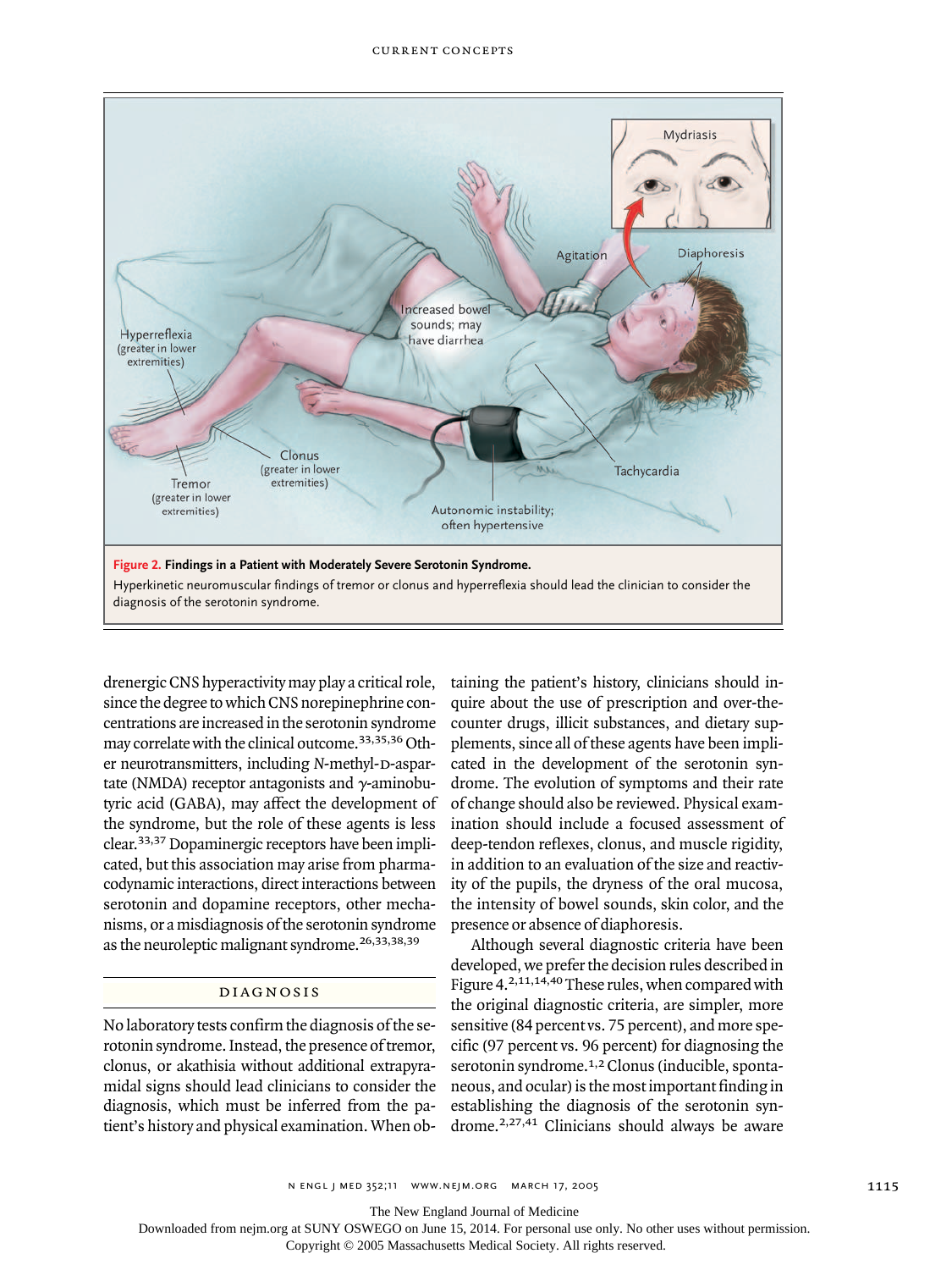**Figure 2. Findings in a Patient with Moderately Severe Serotonin Syndrome.**

Hyperkinetic neuromuscular findings of tremor or clonus and hyperreflexia should lead the clinician to consider the diagnosis of the serotonin syndrome.

drenergic CNS hyperactivity may play a critical role, since the degree to which CNS norepinephrine concentrations are increased in the serotonin syndrome may correlate with the clinical outcome.[33,35,36] Other neurotransmitters, including *N*-methyl-D-aspartate (NMDA) receptor antagonists and γ-aminobutyric acid (GABA), may affect the development of the syndrome, but the role of these agents is less clear.[33,37] Dopaminergic receptors have been implicated, but this association may arise from pharmacodynamic interactions, direct interactions between serotonin and dopamine receptors, other mechanisms, or a misdiagnosis of the serotonin syndrome as the neuroleptic malignant syndrome.[26,33,38,39]

## DIAGNOSIS

No laboratory tests confirm the diagnosis of the serotonin syndrome. Instead, the presence of tremor, clonus, or akathisia without additional extrapyramidal signs should lead clinicians to consider the diagnosis, which must be inferred from the patient's history and physical examination. When obtaining the patient's history, clinicians should inquire about the use of prescription and over-the-counter drugs, illicit substances, and dietary supplements, since all of these agents have been implicated in the development of the serotonin syndrome. The evolution of symptoms and their rate of change should also be reviewed. Physical examination should include a focused assessment of deep-tendon reflexes, clonus, and muscle rigidity, in addition to an evaluation of the size and reactivity of the pupils, the dryness of the oral mucosa, the intensity of bowel sounds, skin color, and the presence or absence of diaphoresis.

Although several diagnostic criteria have been developed, we prefer the decision rules described in Figure 4.[2,11,14,40] These rules, when compared with the original diagnostic criteria, are simpler, more sensitive (84 percent vs. 75 percent), and more specific (97 percent vs. 96 percent) for diagnosing the serotonin syndrome.[1,2] Clonus (inducible, spontaneous, and ocular) is the most important finding in establishing the diagnosis of the serotonin syndrome.[2,27,41] Clinicians should always be aware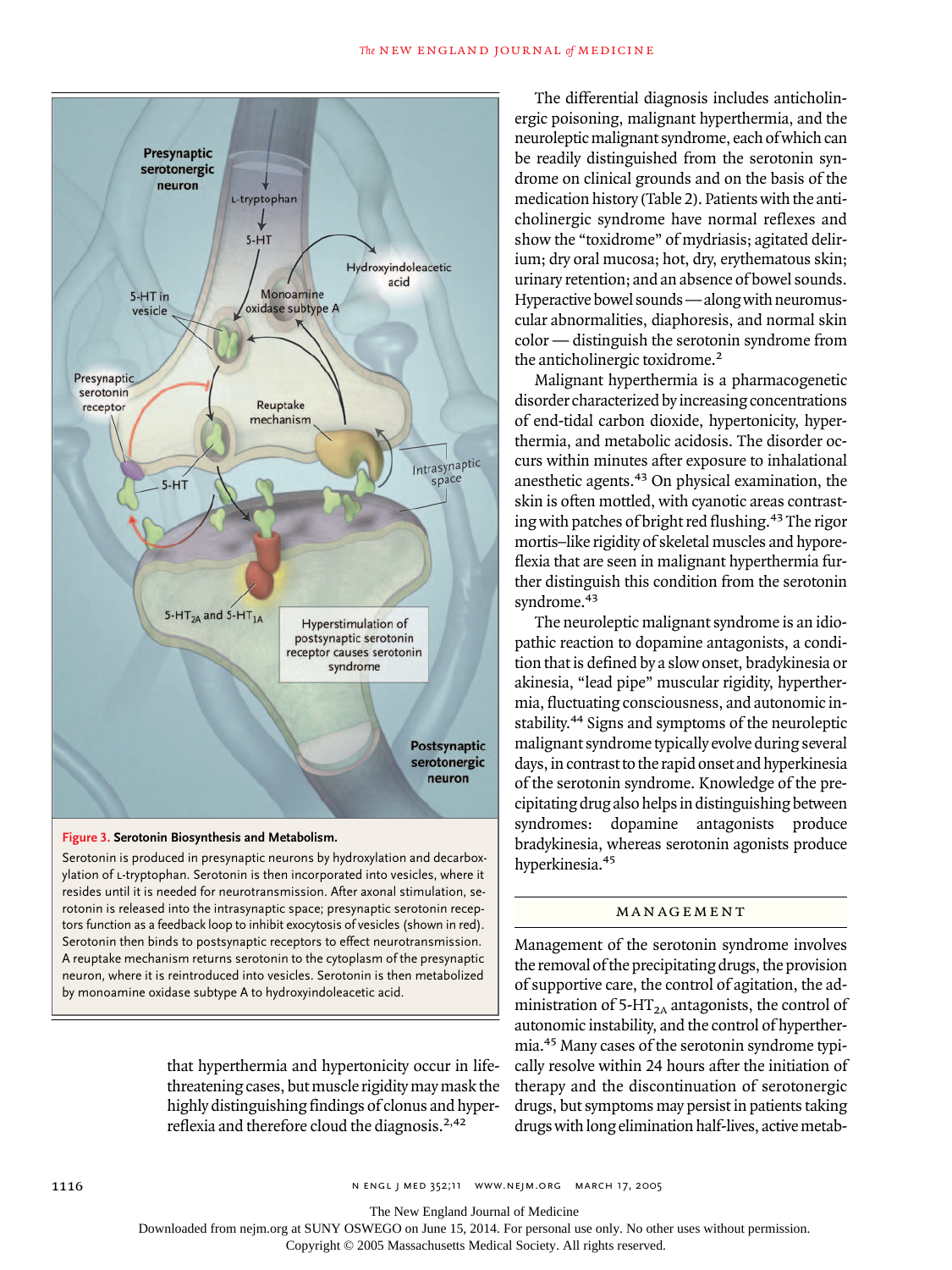**Figure 3. Serotonin Biosynthesis and Metabolism.**

Serotonin is produced in presynaptic neurons by hydroxylation and decarboxylation of L-tryptophan. Serotonin is then incorporated into vesicles, where it resides until it is needed for neurotransmission. After axonal stimulation, serotonin is released into the intrasynaptic space; presynaptic serotonin receptors function as a feedback loop to inhibit exocytosis of vesicles (shown in red). Serotonin then binds to postsynaptic receptors to effect neurotransmission. A reuptake mechanism returns serotonin to the cytoplasm of the presynaptic neuron, where it is reintroduced into vesicles. Serotonin is then metabolized by monoamine oxidase subtype A to hydroxyindoleacetic acid.

that hyperthermia and hypertonicity occur in life-threatening cases, but muscle rigidity may mask the highly distinguishing findings of clonus and hyperreflexia and therefore cloud the diagnosis.[2,42]

The differential diagnosis includes anticholinergic poisoning, malignant hyperthermia, and the neuroleptic malignant syndrome, each of which can be readily distinguished from the serotonin syndrome on clinical grounds and on the basis of the medication history (Table 2). Patients with the anticholinergic syndrome have normal reflexes and show the "toxidrome" of mydriasis; agitated delirium; dry oral mucosa; hot, dry, erythematous skin; urinary retention; and an absence of bowel sounds. Hyperactive bowel sounds — along with neuromuscular abnormalities, diaphoresis, and normal skin color — distinguish the serotonin syndrome from the anticholinergic toxidrome.[2]

Malignant hyperthermia is a pharmacogenetic disorder characterized by increasing concentrations of end-tidal carbon dioxide, hypertonicity, hyperthermia, and metabolic acidosis. The disorder occurs within minutes after exposure to inhalational anesthetic agents.[43] On physical examination, the skin is often mottled, with cyanotic areas contrasting with patches of bright red flushing.[43] The rigor mortis–like rigidity of skeletal muscles and hyporeflexia that are seen in malignant hyperthermia further distinguish this condition from the serotonin syndrome.[43]

The neuroleptic malignant syndrome is an idiopathic reaction to dopamine antagonists, a condition that is defined by a slow onset, bradykinesia or akinesia, "lead pipe" muscular rigidity, hyperthermia, fluctuating consciousness, and autonomic instability.[44] Signs and symptoms of the neuroleptic malignant syndrome typically evolve during several days, in contrast to the rapid onset and hyperkinesia of the serotonin syndrome. Knowledge of the precipitating drug also helps in distinguishing between syndromes: dopamine antagonists produce bradykinesia, whereas serotonin agonists produce hyperkinesia.[45]

## MANAGEMENT

Management of the serotonin syndrome involves the removal of the precipitating drugs, the provision of supportive care, the control of agitation, the administration of $5\text{-HT}_{2A}$ antagonists, the control of autonomic instability, and the control of hyperthermia.[45] Many cases of the serotonin syndrome typically resolve within 24 hours after the initiation of therapy and the discontinuation of serotonergic drugs, but symptoms may persist in patients taking drugs with long elimination half-lives, active metab-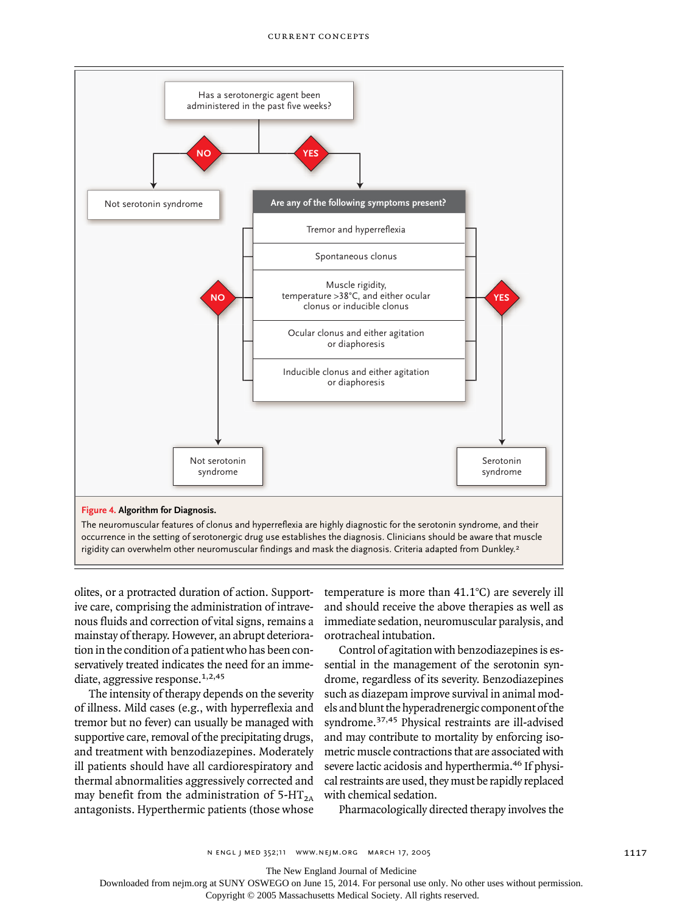Has a serotonergic agent been administered in the past five weeks?

- NO → Not serotonin syndrome
- YES → Are any of the following symptoms present?
  - Tremor and hyperreflexia
  - Spontaneous clonus
  - Muscle rigidity, temperature >38°C, and either ocular clonus or inducible clonus
  - Ocular clonus and either agitation or diaphoresis
  - Inducible clonus and either agitation or diaphoresis
    - NO → Not serotonin syndrome
    - YES → Serotonin syndrome

**Figure 4. Algorithm for Diagnosis.**

The neuromuscular features of clonus and hyperreflexia are highly diagnostic for the serotonin syndrome, and their occurrence in the setting of serotonergic drug use establishes the diagnosis. Clinicians should be aware that muscle rigidity can overwhelm other neuromuscular findings and mask the diagnosis. Criteria adapted from Dunkley.[2]

olites, or a protracted duration of action. Supportive care, comprising the administration of intravenous fluids and correction of vital signs, remains a mainstay of therapy. However, an abrupt deterioration in the condition of a patient who has been conservatively treated indicates the need for an immediate, aggressive response.[1,2,45]

The intensity of therapy depends on the severity of illness. Mild cases (e.g., with hyperreflexia and tremor but no fever) can usually be managed with supportive care, removal of the precipitating drugs, and treatment with benzodiazepines. Moderately ill patients should have all cardiorespiratory and thermal abnormalities aggressively corrected and may benefit from the administration of 5-$HT_{2A}$ antagonists. Hyperthermic patients (those whose temperature is more than 41.1°C) are severely ill and should receive the above therapies as well as immediate sedation, neuromuscular paralysis, and orotracheal intubation.

Control of agitation with benzodiazepines is essential in the management of the serotonin syndrome, regardless of its severity. Benzodiazepines such as diazepam improve survival in animal models and blunt the hyperadrenergic component of the syndrome.[37,45] Physical restraints are ill-advised and may contribute to mortality by enforcing isometric muscle contractions that are associated with severe lactic acidosis and hyperthermia.[46] If physical restraints are used, they must be rapidly replaced with chemical sedation.

Pharmacologically directed therapy involves the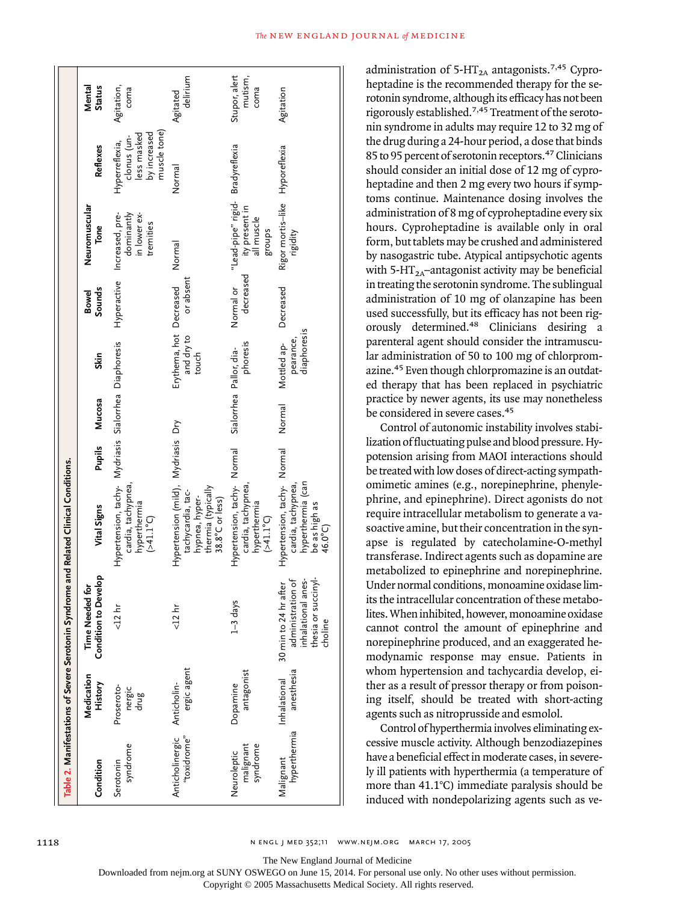**Table 2. Manifestations of Severe Serotonin Syndrome and Related Clinical Conditions.**

| Condition | Medication History | Time Needed for Condition to Develop | Vital Signs | Pupils | Mucosa | Skin | Bowel Sounds | Neuromuscular Tone | Reflexes | Mental Status |
|---|---|---|---|---|---|---|---|---|---|---|
| Serotonin syndrome | Proserotonergic drug | <12 hr | Hypertension, tachycardia, tachypnea, hyperthermia (>41.1°C) | Mydriasis | Sialorrhea | Diaphoresis | Hyperactive | Increased, predominantly in lower extremities | Hyperreflexia, clonus (unless masked by increased muscle tone) | Agitation, coma |
| Anticholinergic "toxidrome" | Anticholinergic agent | <12 hr | Hypertension (mild), tachycardia, tachypnea, hyperthermia (typically 38.8°C or less) | Mydriasis | Dry | Erythema, hot and dry to touch | Decreased or absent | Normal | Normal | Agitated delirium |
| Neuroleptic malignant syndrome | Dopamine antagonist | 1–3 days | Hypertension, tachycardia, tachypnea, hyperthermia (>41.1°C) | Normal | Sialorrhea | Pallor, diaphoresis | Normal or decreased | "Lead-pipe" rigidity present in all muscle groups | Bradyreflexia | Stupor, alert mutism, coma |
| Malignant hyperthermia | Inhalational anesthesia | 30 min to 24 hr after administration of inhalational anesthesia or succinylcholine | Hypertension, tachycardia, tachypnea, hyperthermia (can be as high as 46.0°C) | Normal | Normal | Mottled appearance, diaphoresis | Decreased | Rigor mortis–like rigidity | Hyporeflexia | Agitation |

administration of 5-$HT_{2A}$ antagonists.[7,45] Cyproheptadine is the recommended therapy for the serotonin syndrome, although its efficacy has not been rigorously established.[7,45] Treatment of the serotonin syndrome in adults may require 12 to 32 mg of the drug during a 24-hour period, a dose that binds 85 to 95 percent of serotonin receptors.[47] Clinicians should consider an initial dose of 12 mg of cyproheptadine and then 2 mg every two hours if symptoms continue. Maintenance dosing involves the administration of 8 mg of cyproheptadine every six hours. Cyproheptadine is available only in oral form, but tablets may be crushed and administered by nasogastric tube. Atypical antipsychotic agents with 5-$HT_{2A}$–antagonist activity may be beneficial in treating the serotonin syndrome. The sublingual administration of 10 mg of olanzapine has been used successfully, but its efficacy has not been rigorously determined.[48] Clinicians desiring a parenteral agent should consider the intramuscular administration of 50 to 100 mg of chlorpromazine.[45] Even though chlorpromazine is an outdated therapy that has been replaced in psychiatric practice by newer agents, its use may nonetheless be considered in severe cases.[45]

Control of autonomic instability involves stabilization of fluctuating pulse and blood pressure. Hypotension arising from MAOI interactions should be treated with low doses of direct-acting sympathomimetic amines (e.g., norepinephrine, phenylephrine, and epinephrine). Direct agonists do not require intracellular metabolism to generate a vasoactive amine, but their concentration in the synapse is regulated by catecholamine-O-methyl transferase. Indirect agents such as dopamine are metabolized to epinephrine and norepinephrine. Under normal conditions, monoamine oxidase limits the intracellular concentration of these metabolites. When inhibited, however, monoamine oxidase cannot control the amount of epinephrine and norepinephrine produced, and an exaggerated hemodynamic response may ensue. Patients in whom hypertension and tachycardia develop, either as a result of pressor therapy or from poisoning itself, should be treated with short-acting agents such as nitroprusside and esmolol.

Control of hyperthermia involves eliminating excessive muscle activity. Although benzodiazepines have a beneficial effect in moderate cases, in severely ill patients with hyperthermia (a temperature of more than 41.1°C) immediate paralysis should be induced with nondepolarizing agents such as ve-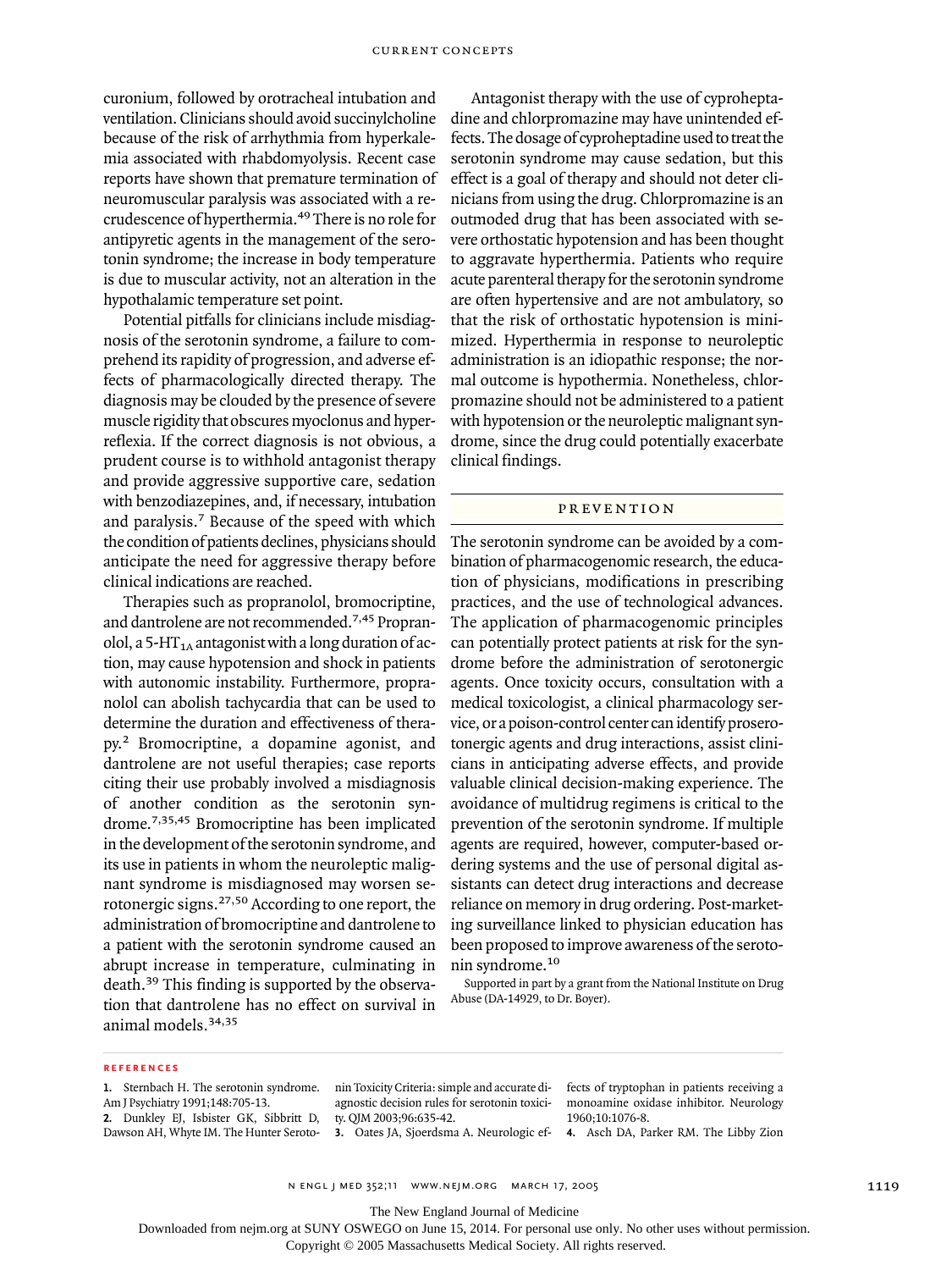curonium, followed by orotracheal intubation and ventilation. Clinicians should avoid succinylcholine because of the risk of arrhythmia from hyperkalemia associated with rhabdomyolysis. Recent case reports have shown that premature termination of neuromuscular paralysis was associated with a recrudescence of hyperthermia.[49] There is no role for antipyretic agents in the management of the serotonin syndrome; the increase in body temperature is due to muscular activity, not an alteration in the hypothalamic temperature set point.

Potential pitfalls for clinicians include misdiagnosis of the serotonin syndrome, a failure to comprehend its rapidity of progression, and adverse effects of pharmacologically directed therapy. The diagnosis may be clouded by the presence of severe muscle rigidity that obscures myoclonus and hyperreflexia. If the correct diagnosis is not obvious, a prudent course is to withhold antagonist therapy and provide aggressive supportive care, sedation with benzodiazepines, and, if necessary, intubation and paralysis.[7] Because of the speed with which the condition of patients declines, physicians should anticipate the need for aggressive therapy before clinical indications are reached.

Therapies such as propranolol, bromocriptine, and dantrolene are not recommended.[7,45] Propranolol, a 5-$HT_{1A}$ antagonist with a long duration of action, may cause hypotension and shock in patients with autonomic instability. Furthermore, propranolol can abolish tachycardia that can be used to determine the duration and effectiveness of therapy.[2] Bromocriptine, a dopamine agonist, and dantrolene are not useful therapies; case reports citing their use probably involved a misdiagnosis of another condition as the serotonin syndrome.[7,35,45] Bromocriptine has been implicated in the development of the serotonin syndrome, and its use in patients in whom the neuroleptic malignant syndrome is misdiagnosed may worsen serotonergic signs.[27,50] According to one report, the administration of bromocriptine and dantrolene to a patient with the serotonin syndrome caused an abrupt increase in temperature, culminating in death.[39] This finding is supported by the observation that dantrolene has no effect on survival in animal models.[34,35]

Antagonist therapy with the use of cyproheptadine and chlorpromazine may have unintended effects. The dosage of cyproheptadine used to treat the serotonin syndrome may cause sedation, but this effect is a goal of therapy and should not deter clinicians from using the drug. Chlorpromazine is an outmoded drug that has been associated with severe orthostatic hypotension and has been thought to aggravate hyperthermia. Patients who require acute parenteral therapy for the serotonin syndrome are often hypertensive and are not ambulatory, so that the risk of orthostatic hypotension is minimized. Hyperthermia in response to neuroleptic administration is an idiopathic response; the normal outcome is hypothermia. Nonetheless, chlorpromazine should not be administered to a patient with hypotension or the neuroleptic malignant syndrome, since the drug could potentially exacerbate clinical findings.

## PREVENTION

The serotonin syndrome can be avoided by a combination of pharmacogenomic research, the education of physicians, modifications in prescribing practices, and the use of technological advances. The application of pharmacogenomic principles can potentially protect patients at risk for the syndrome before the administration of serotonergic agents. Once toxicity occurs, consultation with a medical toxicologist, a clinical pharmacology service, or a poison-control center can identify proserotonergic agents and drug interactions, assist clinicians in anticipating adverse effects, and provide valuable clinical decision-making experience. The avoidance of multidrug regimens is critical to the prevention of the serotonin syndrome. If multiple agents are required, however, computer-based ordering systems and the use of personal digital assistants can detect drug interactions and decrease reliance on memory in drug ordering. Post-marketing surveillance linked to physician education has been proposed to improve awareness of the serotonin syndrome.[10]

Supported in part by a grant from the National Institute on Drug Abuse (DA-14929, to Dr. Boyer).

## REFERENCES

1. Sternbach H. The serotonin syndrome. Am J Psychiatry 1991;148:705-13.
2. Dunkley EJ, Isbister GK, Sibbritt D, Dawson AH, Whyte IM. The Hunter Serotonin Toxicity Criteria: simple and accurate diagnostic decision rules for serotonin toxicity. QJM 2003;96:635-42.
3. Oates JA, Sjoerdsma A. Neurologic effects of tryptophan in patients receiving a monoamine oxidase inhibitor. Neurology 1960;10:1076-8.
4. Asch DA, Parker RM. The Libby Zion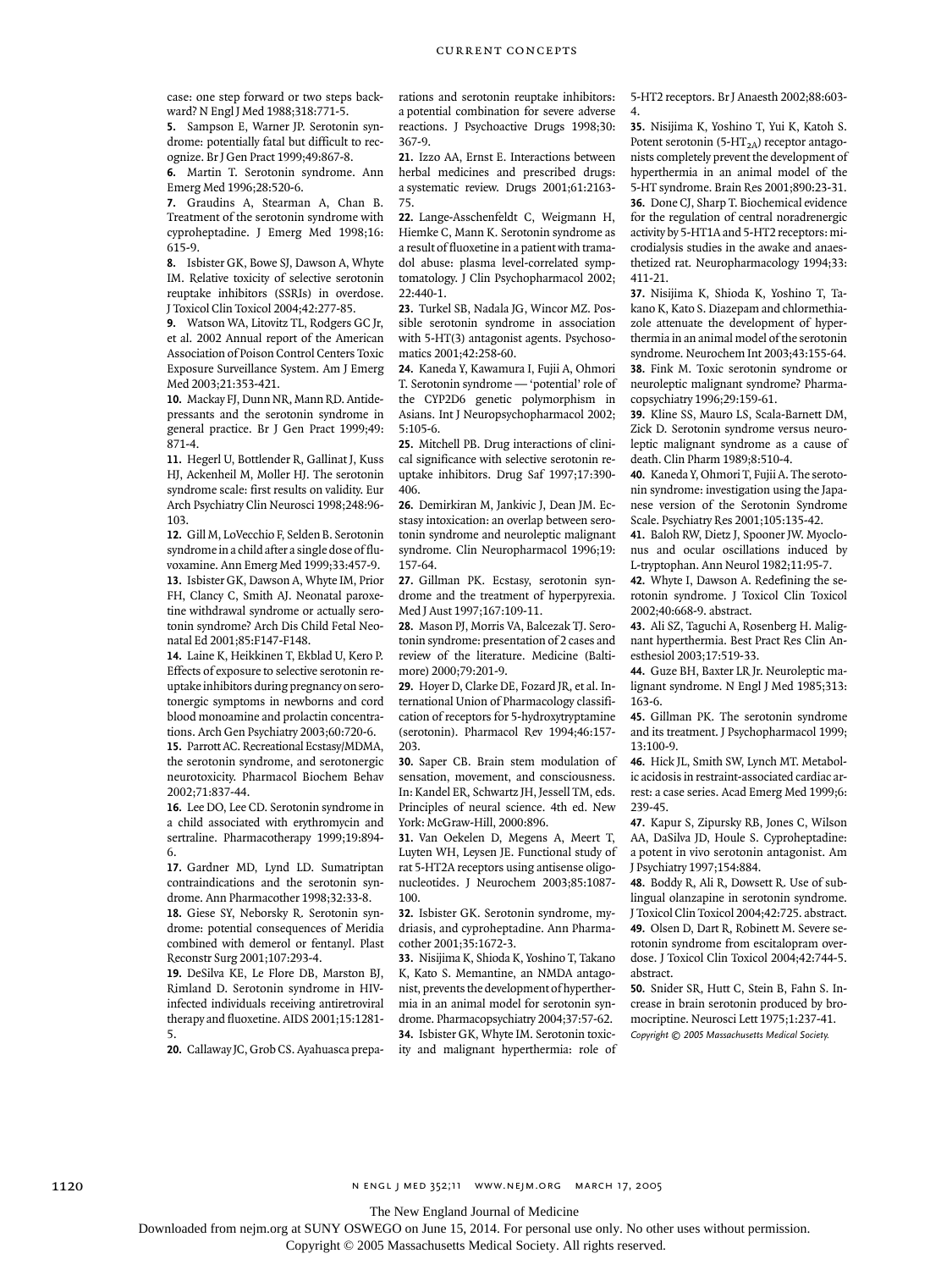case: one step forward or two steps backward? N Engl J Med 1988;318:771-5.

**5.** Sampson E, Warner JP. Serotonin syndrome: potentially fatal but difficult to recognize. Br J Gen Pract 1999;49:867-8.

**6.** Martin T. Serotonin syndrome. Ann Emerg Med 1996;28:520-6.

**7.** Graudins A, Stearman A, Chan B. Treatment of the serotonin syndrome with cyproheptadine. J Emerg Med 1998;16: 615-9.

**8.** Isbister GK, Bowe SJ, Dawson A, Whyte IM. Relative toxicity of selective serotonin reuptake inhibitors (SSRIs) in overdose. J Toxicol Clin Toxicol 2004;42:277-85.

**9.** Watson WA, Litovitz TL, Rodgers GC Jr, et al. 2002 Annual report of the American Association of Poison Control Centers Toxic Exposure Surveillance System. Am J Emerg Med 2003;21:353-421.

**10.** Mackay FJ, Dunn NR, Mann RD. Antidepressants and the serotonin syndrome in general practice. Br J Gen Pract 1999;49: 871-4.

**11.** Hegerl U, Bottlender R, Gallinat J, Kuss HJ, Ackenheil M, Moller HJ. The serotonin syndrome scale: first results on validity. Eur Arch Psychiatry Clin Neurosci 1998;248:96-103.

**12.** Gill M, LoVecchio F, Selden B. Serotonin syndrome in a child after a single dose of fluvoxamine. Ann Emerg Med 1999;33:457-9.

**13.** Isbister GK, Dawson A, Whyte IM, Prior FH, Clancy C, Smith AJ. Neonatal paroxetine withdrawal syndrome or actually serotonin syndrome? Arch Dis Child Fetal Neonatal Ed 2001;85:F147-F148.

**14.** Laine K, Heikkinen T, Ekblad U, Kero P. Effects of exposure to selective serotonin reuptake inhibitors during pregnancy on serotonergic symptoms in newborns and cord blood monoamine and prolactin concentrations. Arch Gen Psychiatry 2003;60:720-6.

**15.** Parrott AC. Recreational Ecstasy/MDMA, the serotonin syndrome, and serotonergic neurotoxicity. Pharmacol Biochem Behav 2002;71:837-44.

**16.** Lee DO, Lee CD. Serotonin syndrome in a child associated with erythromycin and sertraline. Pharmacotherapy 1999;19:894-6.

**17.** Gardner MD, Lynd LD. Sumatriptan contraindications and the serotonin syndrome. Ann Pharmacother 1998;32:33-8.

**18.** Giese SY, Neborsky R. Serotonin syndrome: potential consequences of Meridia combined with demerol or fentanyl. Plast Reconstr Surg 2001;107:293-4.

**19.** DeSilva KE, Le Flore DB, Marston BJ, Rimland D. Serotonin syndrome in HIV-infected individuals receiving antiretroviral therapy and fluoxetine. AIDS 2001;15:1281-5.

**20.** Callaway JC, Grob CS. Ayahuasca preparations and serotonin reuptake inhibitors: a potential combination for severe adverse reactions. J Psychoactive Drugs 1998;30: 367-9.

**21.** Izzo AA, Ernst E. Interactions between herbal medicines and prescribed drugs: a systematic review. Drugs 2001;61:2163-75.

**22.** Lange-Asschenfeldt C, Weigmann H, Hiemke C, Mann K. Serotonin syndrome as a result of fluoxetine in a patient with tramadol abuse: plasma level-correlated symptomatology. J Clin Psychopharmacol 2002; 22:440-1.

**23.** Turkel SB, Nadala JG, Wincor MZ. Possible serotonin syndrome in association with 5-HT(3) antagonist agents. Psychosomatics 2001;42:258-60.

**24.** Kaneda Y, Kawamura I, Fujii A, Ohmori T. Serotonin syndrome — 'potential' role of the CYP2D6 genetic polymorphism in Asians. Int J Neuropsychopharmacol 2002; 5:105-6.

**25.** Mitchell PB. Drug interactions of clinical significance with selective serotonin reuptake inhibitors. Drug Saf 1997;17:390-406.

**26.** Demirkiran M, Jankivic J, Dean JM. Ecstasy intoxication: an overlap between serotonin syndrome and neuroleptic malignant syndrome. Clin Neuropharmacol 1996;19: 157-64.

**27.** Gillman PK. Ecstasy, serotonin syndrome and the treatment of hyperpyrexia. Med J Aust 1997;167:109-11.

**28.** Mason PJ, Morris VA, Balcezak TJ. Serotonin syndrome: presentation of 2 cases and review of the literature. Medicine (Baltimore) 2000;79:201-9.

**29.** Hoyer D, Clarke DE, Fozard JR, et al. International Union of Pharmacology classification of receptors for 5-hydroxytryptamine (serotonin). Pharmacol Rev 1994;46:157-203.

**30.** Saper CB. Brain stem modulation of sensation, movement, and consciousness. In: Kandel ER, Schwartz JH, Jessell TM, eds. Principles of neural science. 4th ed. New York: McGraw-Hill, 2000:896.

**31.** Van Oekelen D, Megens A, Meert T, Luyten WH, Leysen JE. Functional study of rat 5-HT2A receptors using antisense oligonucleotides. J Neurochem 2003;85:1087-100.

**32.** Isbister GK. Serotonin syndrome, mydriasis, and cyproheptadine. Ann Pharmacother 2001;35:1672-3.

**33.** Nisijima K, Shioda K, Yoshino T, Takano K, Kato S. Memantine, an NMDA antagonist, prevents the development of hyperthermia in an animal model for serotonin syndrome. Pharmacopsychiatry 2004;37:57-62.

**34.** Isbister GK, Whyte IM. Serotonin toxicity and malignant hyperthermia: role of 5-HT2 receptors. Br J Anaesth 2002;88:603-4.

**35.** Nisijima K, Yoshino T, Yui K, Katoh S. Potent serotonin (5-$HT_{2A}$) receptor antagonists completely prevent the development of hyperthermia in an animal model of the 5-HT syndrome. Brain Res 2001;890:23-31.

**36.** Done CJ, Sharp T. Biochemical evidence for the regulation of central noradrenergic activity by 5-HT1A and 5-HT2 receptors: microdialysis studies in the awake and anaesthetized rat. Neuropharmacology 1994;33: 411-21.

**37.** Nisijima K, Shioda K, Yoshino T, Takano K, Kato S. Diazepam and chlormethiazole attenuate the development of hyperthermia in an animal model of the serotonin syndrome. Neurochem Int 2003;43:155-64.

**38.** Fink M. Toxic serotonin syndrome or neuroleptic malignant syndrome? Pharmacopsychiatry 1996;29:159-61.

**39.** Kline SS, Mauro LS, Scala-Barnett DM, Zick D. Serotonin syndrome versus neuroleptic malignant syndrome as a cause of death. Clin Pharm 1989;8:510-4.

**40.** Kaneda Y, Ohmori T, Fujii A. The serotonin syndrome: investigation using the Japanese version of the Serotonin Syndrome Scale. Psychiatry Res 2001;105:135-42.

**41.** Baloh RW, Dietz J, Spooner JW. Myoclonus and ocular oscillations induced by L-tryptophan. Ann Neurol 1982;11:95-7.

**42.** Whyte I, Dawson A. Redefining the serotonin syndrome. J Toxicol Clin Toxicol 2002;40:668-9. abstract.

**43.** Ali SZ, Taguchi A, Rosenberg H. Malignant hyperthermia. Best Pract Res Clin Anesthesiol 2003;17:519-33.

**44.** Guze BH, Baxter LR Jr. Neuroleptic malignant syndrome. N Engl J Med 1985;313: 163-6.

**45.** Gillman PK. The serotonin syndrome and its treatment. J Psychopharmacol 1999; 13:100-9.

**46.** Hick JL, Smith SW, Lynch MT. Metabolic acidosis in restraint-associated cardiac arrest: a case series. Acad Emerg Med 1999;6: 239-45.

**47.** Kapur S, Zipursky RB, Jones C, Wilson AA, DaSilva JD, Houle S. Cyproheptadine: a potent in vivo serotonin antagonist. Am J Psychiatry 1997;154:884.

**48.** Boddy R, Ali R, Dowsett R. Use of sublingual olanzapine in serotonin syndrome. J Toxicol Clin Toxicol 2004;42:725. abstract.

**49.** Olsen D, Dart R, Robinett M. Severe serotonin syndrome from escitalopram overdose. J Toxicol Clin Toxicol 2004;42:744-5. abstract.

**50.** Snider SR, Hutt C, Stein B, Fahn S. Increase in brain serotonin produced by bromocriptine. Neurosci Lett 1975;1:237-41.

*Copyright © 2005 Massachusetts Medical Society.*